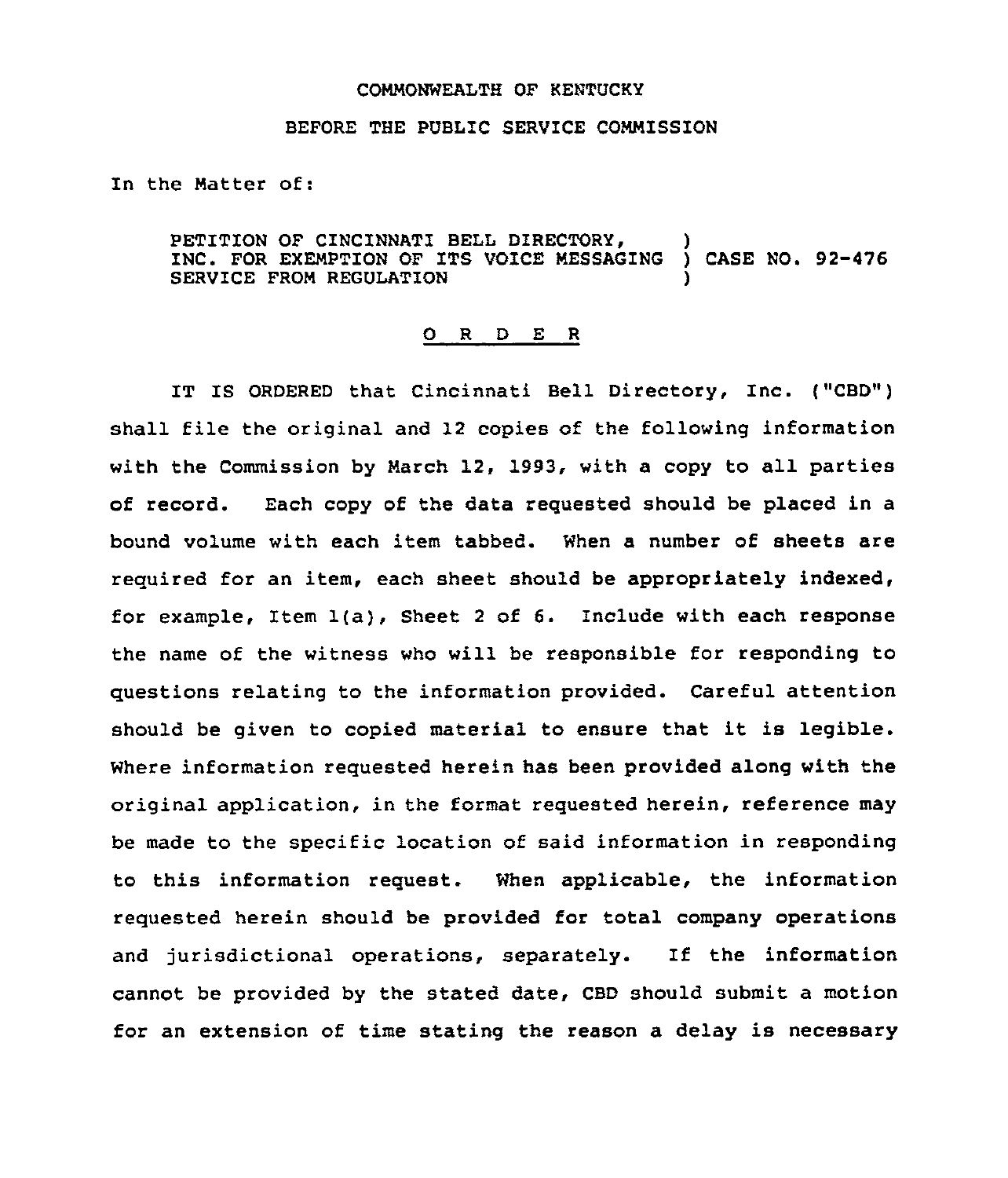COMMONWEALTH OF KENTUCKY

BEFORE THE PUBLIC SERVICE COMMISSION

In the Matter of:

PETITION OF CINCINNATI BELL DIRECTORY, INC. FOR EXEMPTION OF ITS VOICE MESSAGING SERVICE FROM REGULATION ) CASE NO. 92-476

O R D E R

IT IS ORDERED that Cincinnati Bell Directory, Inc. ("CBD") shall file the original and 12 copies of the following information with the Commission by March 12, 1993, with a copy to all parties of record. Each copy of the data requested should be placed in a bound volume with each item tabbed. When a number of sheets are required for an item, each sheet should be appropriately indexed, for example, Item 1(a), Sheet 2 of 6. Include with each response the name of the witness who will be responsible for responding to questions relating to the information provided. Careful attention should be given to copied material to ensure that it is legible. Where information requested herein has been provided along with the original application, in the format requested herein, reference may be made to the specific location of said information in responding to this information request. When applicable, the information requested herein should be provided for total company operations and jurisdictional operations, separately. If the information cannot be provided by the stated date, CBD should submit a motion for an extension of time stating the reason a delay is necessary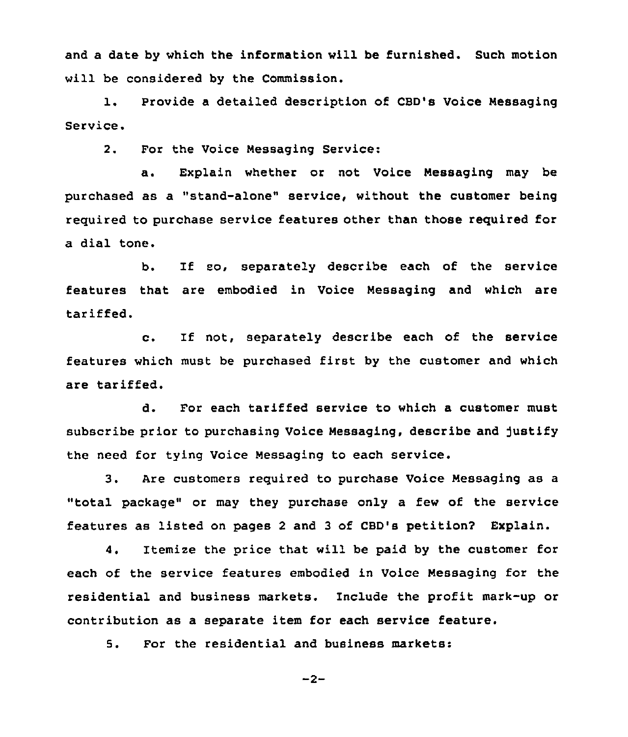and a date by which the information will be furnished. Such motion will be considered by the Commission.

1. Provide a detailed description of CBD's Voice Messaging Service.

2. For the Voice Messaging Service:

   a. Explain whether or not Voice Messaging may be purchased as a "stand-alone" service, without the customer being required to purchase service features other than those required for a dial tone.

   b. If so, separately describe each of the service features that are embodied in Voice Messaging and which are tariffed.

   c. If not, separately describe each of the service features which must be purchased first by the customer and which are tariffed.

   d. For each tariffed service to which a customer must subscribe prior to purchasing Voice Messaging, describe and justify the need for tying Voice Messaging to each service.

3. Are customers required to purchase Voice Messaging as a "total package" or may they purchase only a few of the service features as listed on pages 2 and 3 of CBD's petition? Explain.

4. Itemize the price that will be paid by the customer for each of the service features embodied in Voice Messaging for the residential and business markets. Include the profit mark-up or contribution as a separate item for each service feature.

5. For the residential and business markets: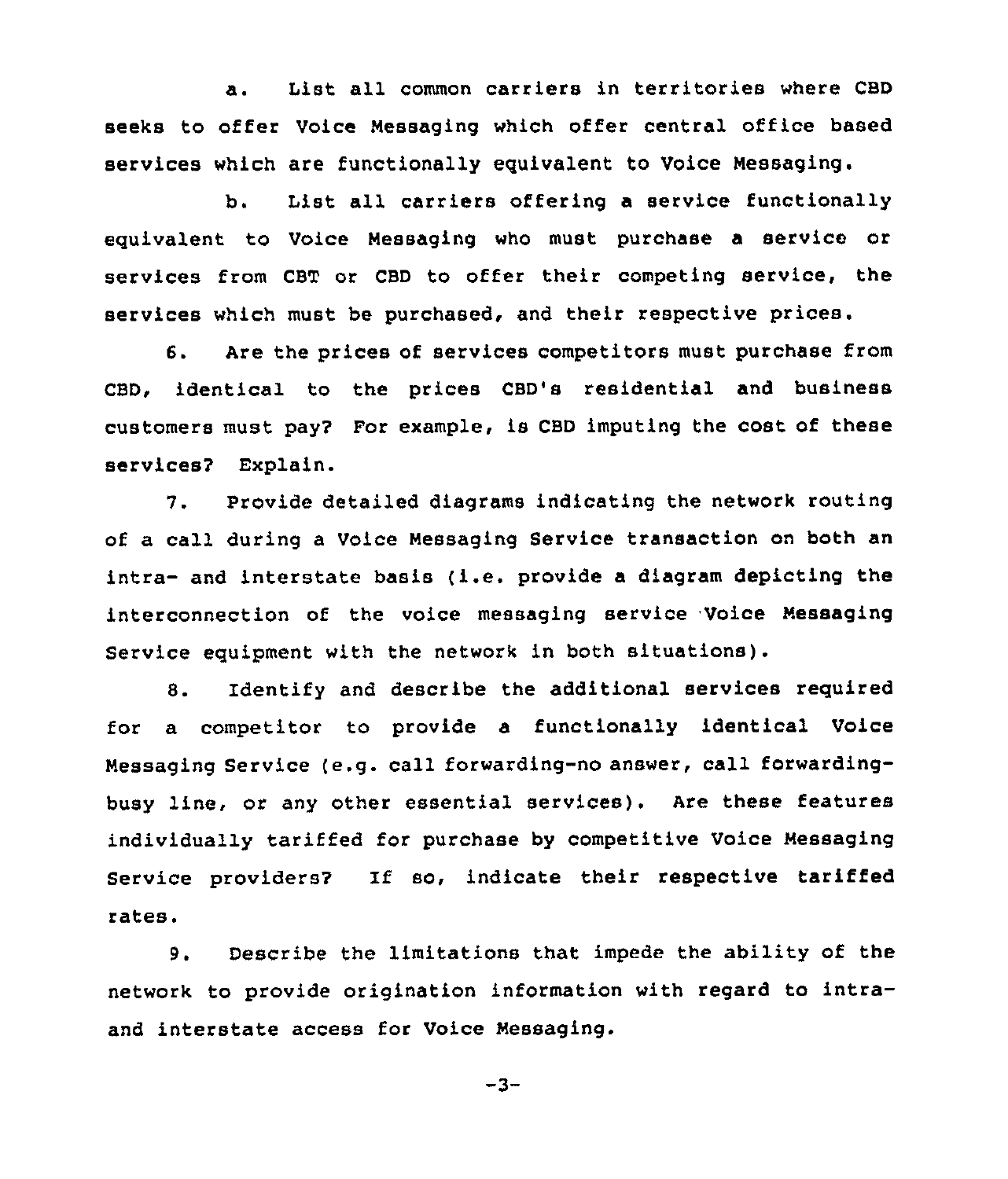a. List all common carriers in territories where CBD seeks to offer Voice Messaging which offer central office based services which are functionally equivalent to Voice Messaging.

b. List all carriers offering a service functionally equivalent to Voice Messaging who must purchase a service or services from CBT or CBD to offer their competing service, the services which must be purchased, and their respective prices.

6. Are the prices of services competitors must purchase from CBD, identical to the prices CBD's residential and business customers must pay? For example, is CBD imputing the cost of these services? Explain.

7. Provide detailed diagrams indicating the network routing of a call during a Voice Messaging Service transaction on both an intra- and interstate basis (i.e. provide a diagram depicting the interconnection of the voice messaging service Voice Messaging Service equipment with the network in both situations).

8. Identify and describe the additional services required for a competitor to provide a functionally identical Voice Messaging Service (e.g. call forwarding-no answer, call forwarding-busy line, or any other essential services). Are these features individually tariffed for purchase by competitive Voice Messaging Service providers? If so, indicate their respective tariffed rates.

9. Describe the limitations that impede the ability of the network to provide origination information with regard to intra- and interstate access for Voice Messaging.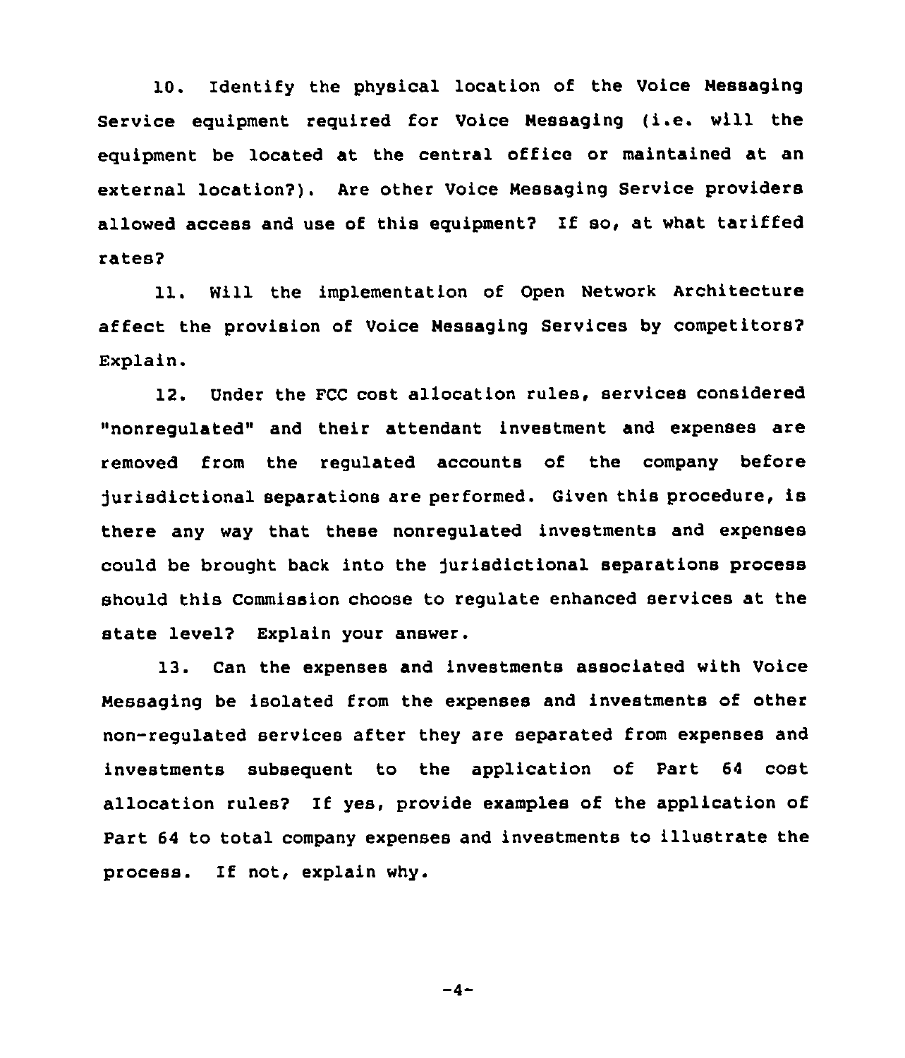10. Identify the physical location of the Voice Messaging Service equipment required for Voice Messaging (i.e. will the equipment be located at the central office or maintained at an external location?). Are other Voice Messaging Service providers allowed access and use of this equipment? If so, at what tariffed rates?

11. Will the implementation of Open Network Architecture affect the provision of Voice Messaging Services by competitors? Explain.

12. Under the FCC cost allocation rules, services considered "nonregulated" and their attendant investment and expenses are removed from the regulated accounts of the company before jurisdictional separations are performed. Given this procedure, is there any way that these nonregulated investments and expenses could be brought back into the jurisdictional separations process should this Commission choose to regulate enhanced services at the state level? Explain your answer.

13. Can the expenses and investments associated with Voice Messaging be isolated from the expenses and investments of other non-regulated services after they are separated from expenses and investments subsequent to the application of Part 64 cost allocation rules? If yes, provide examples of the application of Part 64 to total company expenses and investments to illustrate the process. If not, explain why.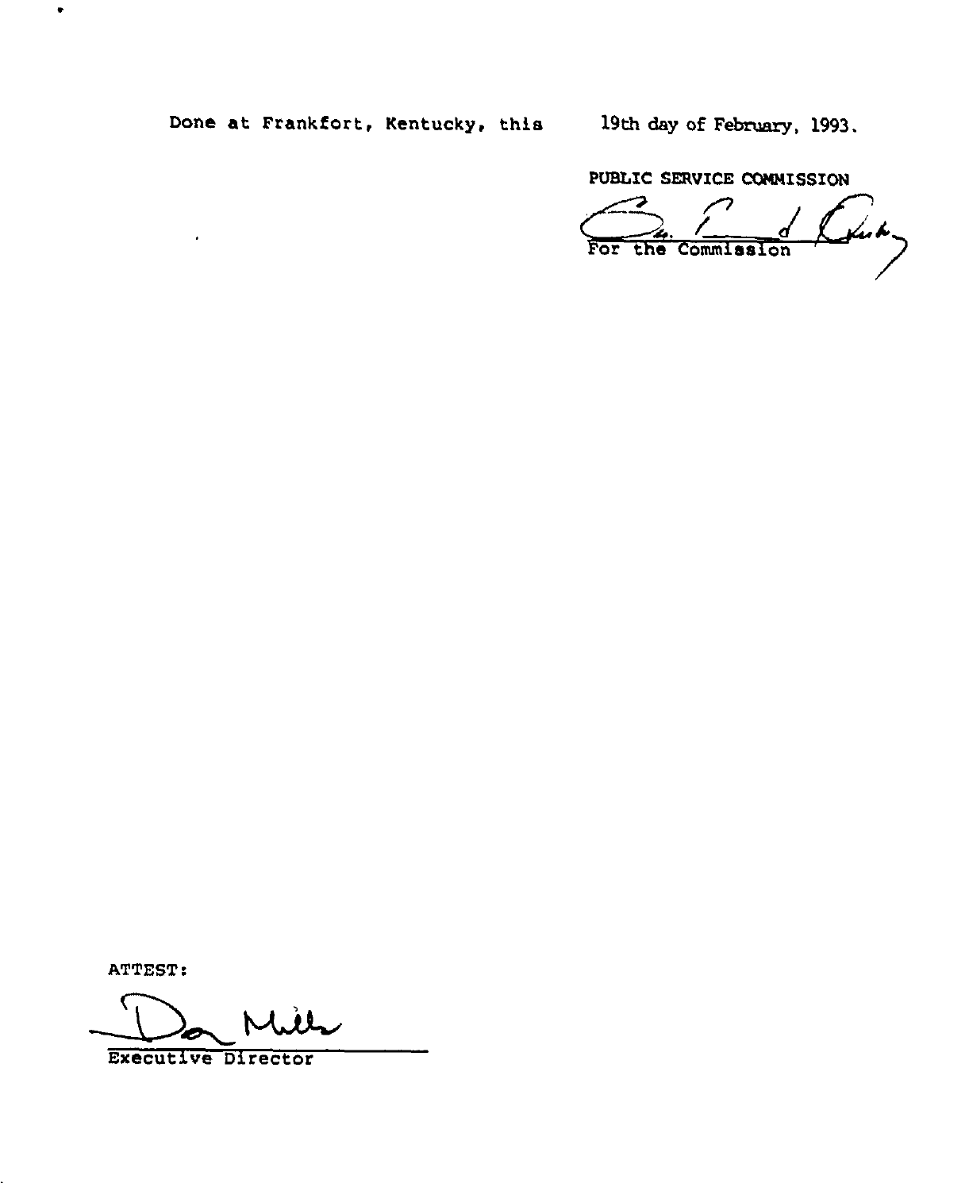Done at Frankfort, Kentucky, this 19th day of February, 1993.

PUBLIC SERVICE COMMISSION

For the Commission

ATTEST:

Executive Director